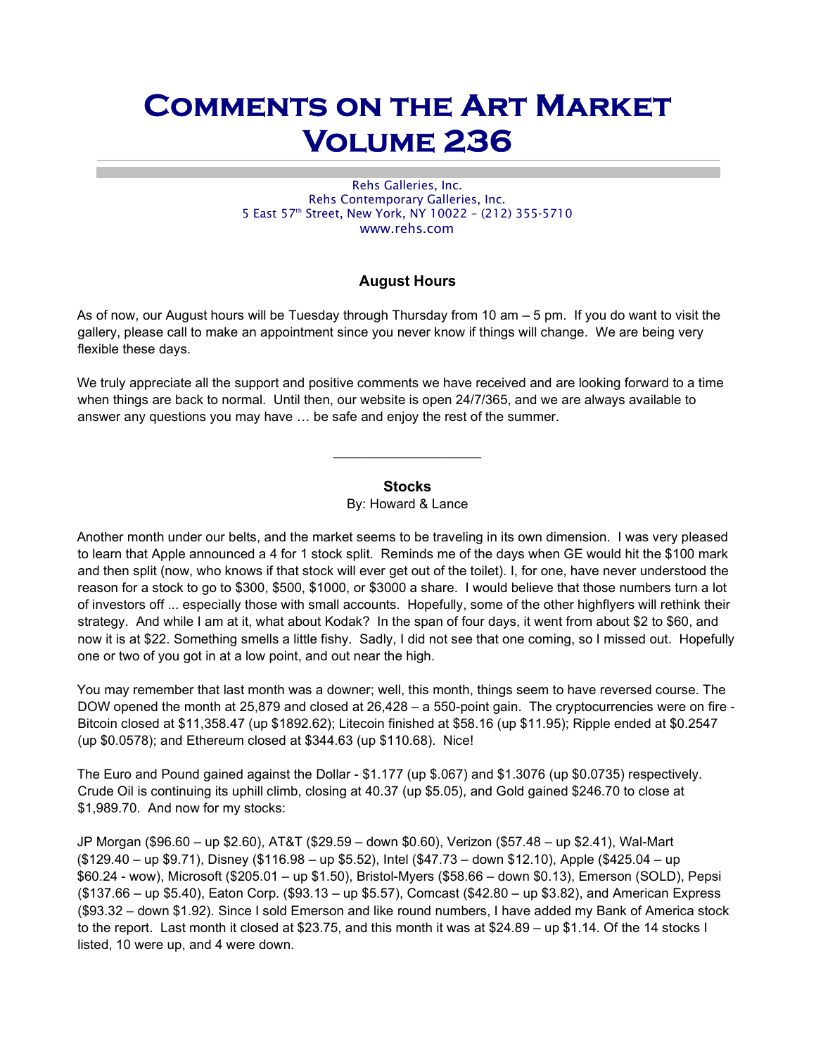# Comments on the Art Market Volume 236

Rehs Galleries, Inc.
Rehs Contemporary Galleries, Inc.
5 East 57th Street, New York, NY 10022 – (212) 355-5710
www.rehs.com

### August Hours

As of now, our August hours will be Tuesday through Thursday from 10 am – 5 pm. If you do want to visit the gallery, please call to make an appointment since you never know if things will change. We are being very flexible these days.

We truly appreciate all the support and positive comments we have received and are looking forward to a time when things are back to normal. Until then, our website is open 24/7/365, and we are always available to answer any questions you may have … be safe and enjoy the rest of the summer.

---

### Stocks

By: Howard & Lance

Another month under our belts, and the market seems to be traveling in its own dimension. I was very pleased to learn that Apple announced a 4 for 1 stock split. Reminds me of the days when GE would hit the $100 mark and then split (now, who knows if that stock will ever get out of the toilet). I, for one, have never understood the reason for a stock to go to $300, $500, $1000, or $3000 a share. I would believe that those numbers turn a lot of investors off ... especially those with small accounts. Hopefully, some of the other highflyers will rethink their strategy. And while I am at it, what about Kodak? In the span of four days, it went from about $2 to $60, and now it is at $22. Something smells a little fishy. Sadly, I did not see that one coming, so I missed out. Hopefully one or two of you got in at a low point, and out near the high.

You may remember that last month was a downer; well, this month, things seem to have reversed course. The DOW opened the month at 25,879 and closed at 26,428 – a 550-point gain. The cryptocurrencies were on fire - Bitcoin closed at $11,358.47 (up $1892.62); Litecoin finished at $58.16 (up $11.95); Ripple ended at $0.2547 (up $0.0578); and Ethereum closed at $344.63 (up $110.68). Nice!

The Euro and Pound gained against the Dollar - $1.177 (up $.067) and $1.3076 (up $0.0735) respectively. Crude Oil is continuing its uphill climb, closing at 40.37 (up $5.05), and Gold gained $246.70 to close at $1,989.70. And now for my stocks:

JP Morgan ($96.60 – up $2.60), AT&T ($29.59 – down $0.60), Verizon ($57.48 – up $2.41), Wal-Mart ($129.40 – up $9.71), Disney ($116.98 – up $5.52), Intel ($47.73 – down $12.10), Apple ($425.04 – up $60.24 - wow), Microsoft ($205.01 – up $1.50), Bristol-Myers ($58.66 – down $0.13), Emerson (SOLD), Pepsi ($137.66 – up $5.40), Eaton Corp. ($93.13 – up $5.57), Comcast ($42.80 – up $3.82), and American Express ($93.32 – down $1.92). Since I sold Emerson and like round numbers, I have added my Bank of America stock to the report. Last month it closed at $23.75, and this month it was at $24.89 – up $1.14. Of the 14 stocks I listed, 10 were up, and 4 were down.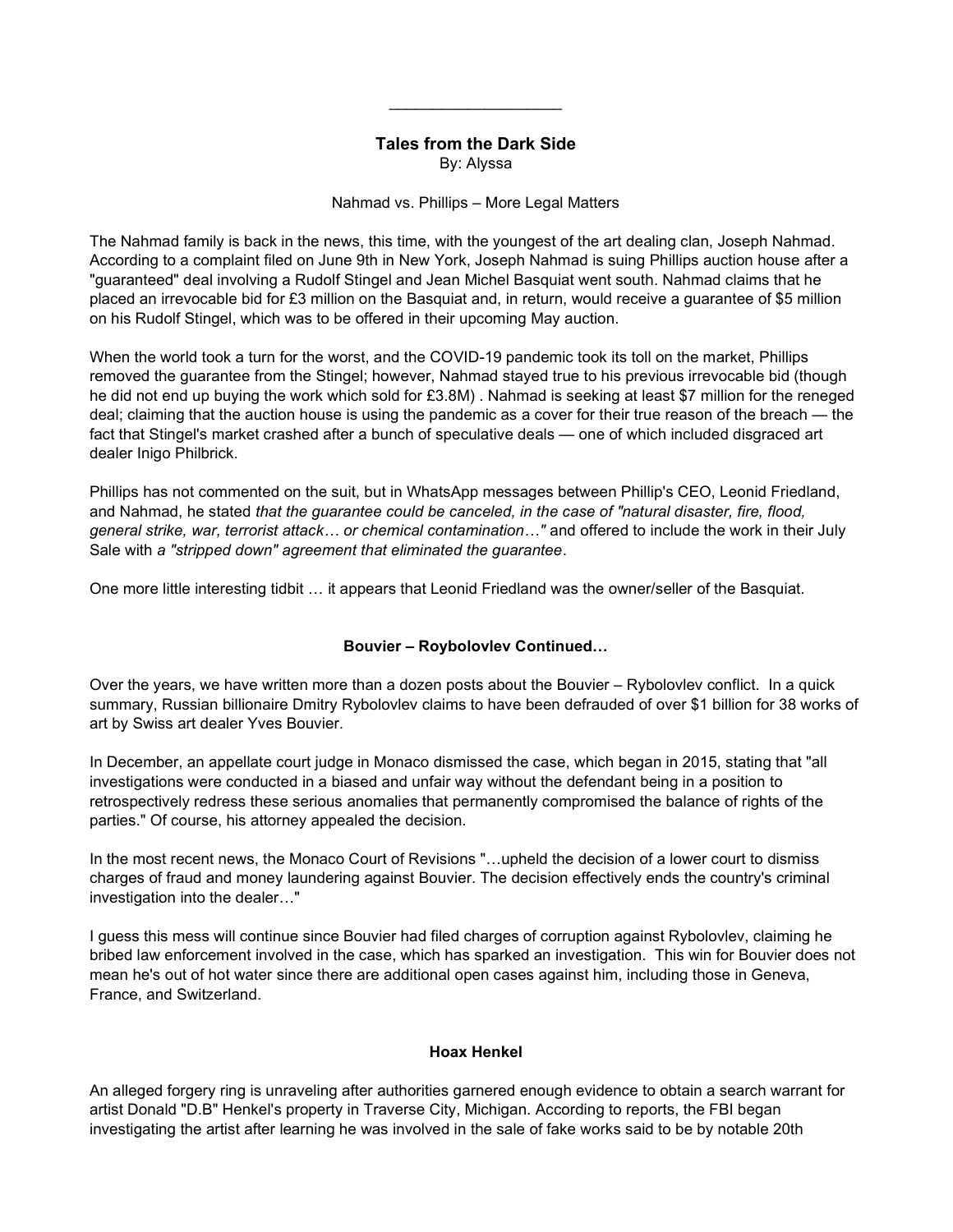---

**Tales from the Dark Side**
By: Alyssa

Nahmad vs. Phillips – More Legal Matters

The Nahmad family is back in the news, this time, with the youngest of the art dealing clan, Joseph Nahmad. According to a complaint filed on June 9th in New York, Joseph Nahmad is suing Phillips auction house after a "guaranteed" deal involving a Rudolf Stingel and Jean Michel Basquiat went south. Nahmad claims that he placed an irrevocable bid for £3 million on the Basquiat and, in return, would receive a guarantee of $5 million on his Rudolf Stingel, which was to be offered in their upcoming May auction.

When the world took a turn for the worst, and the COVID-19 pandemic took its toll on the market, Phillips removed the guarantee from the Stingel; however, Nahmad stayed true to his previous irrevocable bid (though he did not end up buying the work which sold for £3.8M) . Nahmad is seeking at least $7 million for the reneged deal; claiming that the auction house is using the pandemic as a cover for their true reason of the breach — the fact that Stingel's market crashed after a bunch of speculative deals — one of which included disgraced art dealer Inigo Philbrick.

Phillips has not commented on the suit, but in WhatsApp messages between Phillip's CEO, Leonid Friedland, and Nahmad, he stated *that the guarantee could be canceled, in the case of "natural disaster, fire, flood, general strike, war, terrorist attack… or chemical contamination…"* and offered to include the work in their July Sale with *a "stripped down" agreement that eliminated the guarantee*.

One more little interesting tidbit … it appears that Leonid Friedland was the owner/seller of the Basquiat.

**Bouvier – Roybolovlev Continued…**

Over the years, we have written more than a dozen posts about the Bouvier – Rybolovlev conflict. In a quick summary, Russian billionaire Dmitry Rybolovlev claims to have been defrauded of over $1 billion for 38 works of art by Swiss art dealer Yves Bouvier.

In December, an appellate court judge in Monaco dismissed the case, which began in 2015, stating that "all investigations were conducted in a biased and unfair way without the defendant being in a position to retrospectively redress these serious anomalies that permanently compromised the balance of rights of the parties." Of course, his attorney appealed the decision.

In the most recent news, the Monaco Court of Revisions "…upheld the decision of a lower court to dismiss charges of fraud and money laundering against Bouvier. The decision effectively ends the country's criminal investigation into the dealer…"

I guess this mess will continue since Bouvier had filed charges of corruption against Rybolovlev, claiming he bribed law enforcement involved in the case, which has sparked an investigation. This win for Bouvier does not mean he's out of hot water since there are additional open cases against him, including those in Geneva, France, and Switzerland.

**Hoax Henkel**

An alleged forgery ring is unraveling after authorities garnered enough evidence to obtain a search warrant for artist Donald "D.B" Henkel's property in Traverse City, Michigan. According to reports, the FBI began investigating the artist after learning he was involved in the sale of fake works said to be by notable 20th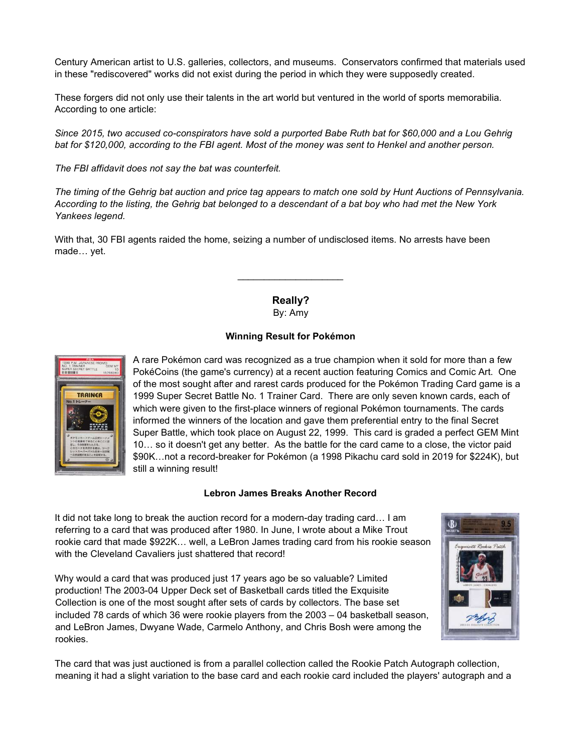Century American artist to U.S. galleries, collectors, and museums. Conservators confirmed that materials used in these "rediscovered" works did not exist during the period in which they were supposedly created.

These forgers did not only use their talents in the art world but ventured in the world of sports memorabilia. According to one article:

*Since 2015, two accused co-conspirators have sold a purported Babe Ruth bat for $60,000 and a Lou Gehrig bat for $120,000, according to the FBI agent. Most of the money was sent to Henkel and another person.*

*The FBI affidavit does not say the bat was counterfeit.*

*The timing of the Gehrig bat auction and price tag appears to match one sold by Hunt Auctions of Pennsylvania. According to the listing, the Gehrig bat belonged to a descendant of a bat boy who had met the New York Yankees legend.*

With that, 30 FBI agents raided the home, seizing a number of undisclosed items. No arrests have been made… yet.

---

## Really?

By: Amy

### Winning Result for Pokémon

A rare Pokémon card was recognized as a true champion when it sold for more than a few PokéCoins (the game's currency) at a recent auction featuring Comics and Comic Art. One of the most sought after and rarest cards produced for the Pokémon Trading Card game is a 1999 Super Secret Battle No. 1 Trainer Card. There are only seven known cards, each of which were given to the first-place winners of regional Pokémon tournaments. The cards informed the winners of the location and gave them preferential entry to the final Secret Super Battle, which took place on August 22, 1999. This card is graded a perfect GEM Mint 10… so it doesn't get any better. As the battle for the card came to a close, the victor paid $90K…not a record-breaker for Pokémon (a 1998 Pikachu card sold in 2019 for $224K), but still a winning result!

### Lebron James Breaks Another Record

It did not take long to break the auction record for a modern-day trading card… I am referring to a card that was produced after 1980. In June, I wrote about a Mike Trout rookie card that made $922K… well, a LeBron James trading card from his rookie season with the Cleveland Cavaliers just shattered that record!

Why would a card that was produced just 17 years ago be so valuable? Limited production! The 2003-04 Upper Deck set of Basketball cards titled the Exquisite Collection is one of the most sought after sets of cards by collectors. The base set included 78 cards of which 36 were rookie players from the 2003 – 04 basketball season, and LeBron James, Dwyane Wade, Carmelo Anthony, and Chris Bosh were among the rookies.

The card that was just auctioned is from a parallel collection called the Rookie Patch Autograph collection, meaning it had a slight variation to the base card and each rookie card included the players' autograph and a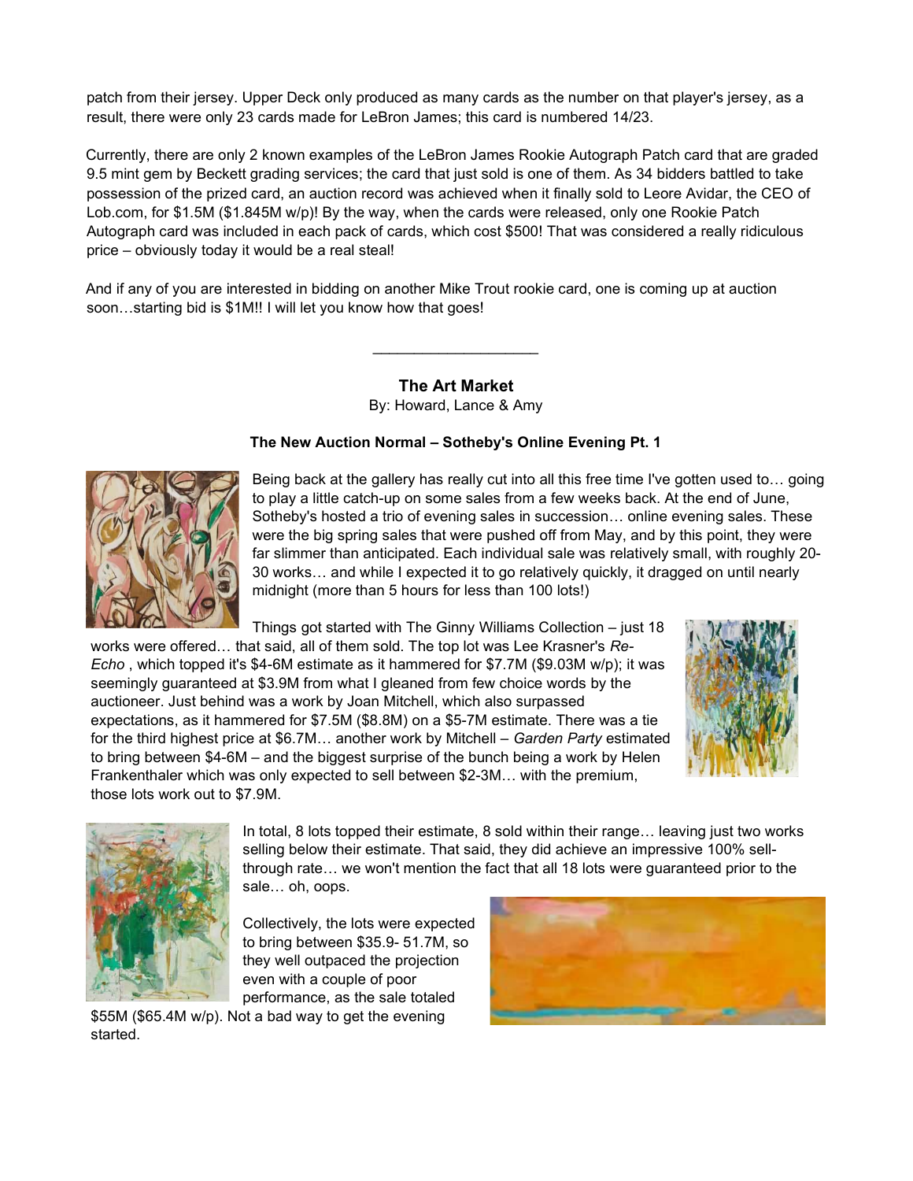patch from their jersey. Upper Deck only produced as many cards as the number on that player's jersey, as a result, there were only 23 cards made for LeBron James; this card is numbered 14/23.

Currently, there are only 2 known examples of the LeBron James Rookie Autograph Patch card that are graded 9.5 mint gem by Beckett grading services; the card that just sold is one of them. As 34 bidders battled to take possession of the prized card, an auction record was achieved when it finally sold to Leore Avidar, the CEO of Lob.com, for $1.5M ($1.845M w/p)! By the way, when the cards were released, only one Rookie Patch Autograph card was included in each pack of cards, which cost $500! That was considered a really ridiculous price – obviously today it would be a real steal!

And if any of you are interested in bidding on another Mike Trout rookie card, one is coming up at auction soon…starting bid is $1M!! I will let you know how that goes!

---

## The Art Market

By: Howard, Lance & Amy

### The New Auction Normal – Sotheby's Online Evening Pt. 1

Being back at the gallery has really cut into all this free time I've gotten used to… going to play a little catch-up on some sales from a few weeks back. At the end of June, Sotheby's hosted a trio of evening sales in succession… online evening sales. These were the big spring sales that were pushed off from May, and by this point, they were far slimmer than anticipated. Each individual sale was relatively small, with roughly 20-30 works… and while I expected it to go relatively quickly, it dragged on until nearly midnight (more than 5 hours for less than 100 lots!)

Things got started with The Ginny Williams Collection – just 18 works were offered… that said, all of them sold. The top lot was Lee Krasner's *Re-Echo* , which topped it's $4-6M estimate as it hammered for $7.7M ($9.03M w/p); it was seemingly guaranteed at $3.9M from what I gleaned from few choice words by the auctioneer. Just behind was a work by Joan Mitchell, which also surpassed expectations, as it hammered for $7.5M ($8.8M) on a $5-7M estimate. There was a tie for the third highest price at $6.7M… another work by Mitchell – *Garden Party* estimated to bring between $4-6M – and the biggest surprise of the bunch being a work by Helen Frankenthaler which was only expected to sell between $2-3M… with the premium, those lots work out to $7.9M.

In total, 8 lots topped their estimate, 8 sold within their range… leaving just two works selling below their estimate. That said, they did achieve an impressive 100% sell-through rate… we won't mention the fact that all 18 lots were guaranteed prior to the sale… oh, oops.

Collectively, the lots were expected to bring between $35.9- 51.7M, so they well outpaced the projection even with a couple of poor performance, as the sale totaled $55M ($65.4M w/p). Not a bad way to get the evening started.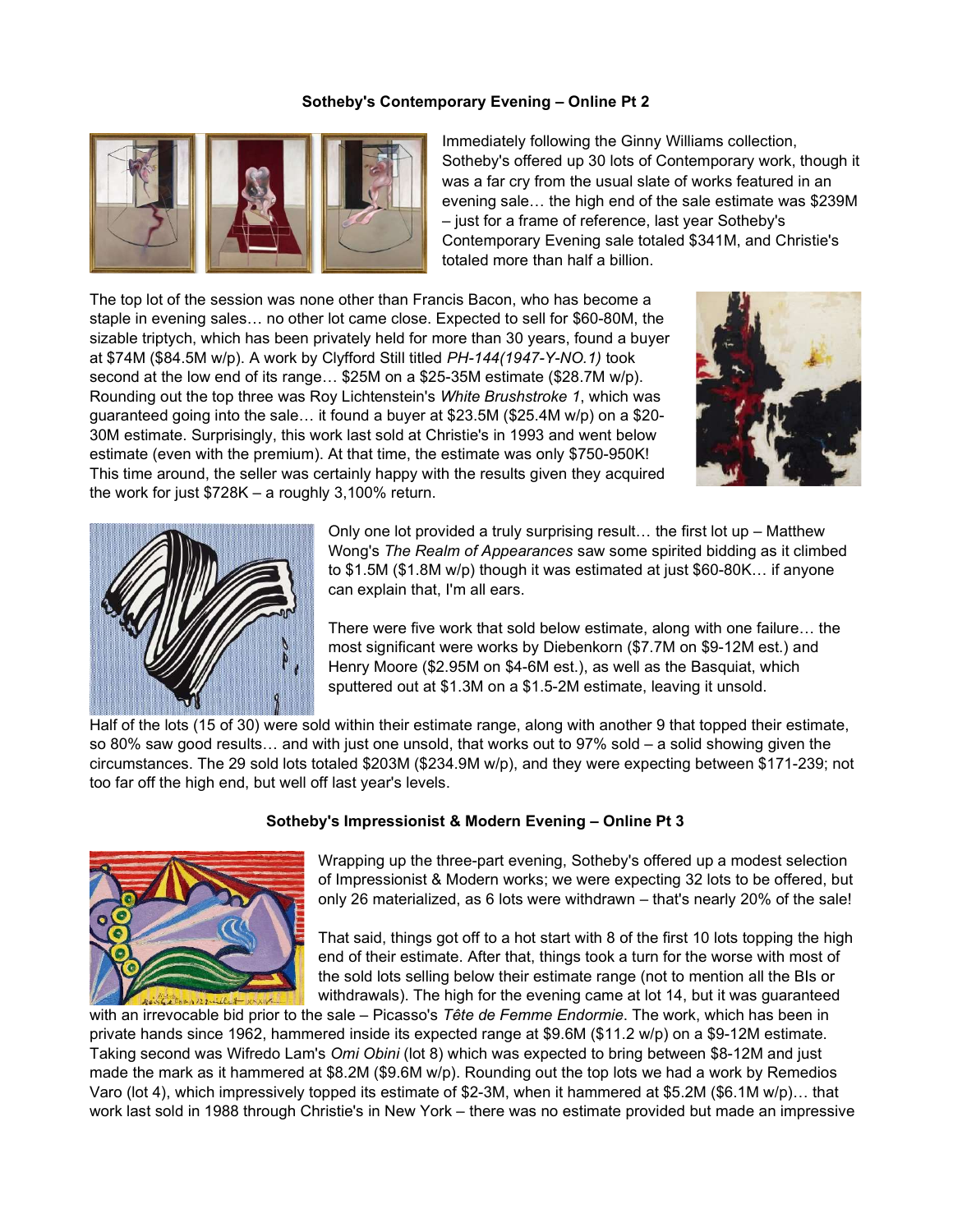### Sotheby's Contemporary Evening – Online Pt 2

Immediately following the Ginny Williams collection, Sotheby's offered up 30 lots of Contemporary work, though it was a far cry from the usual slate of works featured in an evening sale… the high end of the sale estimate was $239M – just for a frame of reference, last year Sotheby's Contemporary Evening sale totaled $341M, and Christie's totaled more than half a billion.

The top lot of the session was none other than Francis Bacon, who has become a staple in evening sales… no other lot came close. Expected to sell for $60-80M, the sizable triptych, which has been privately held for more than 30 years, found a buyer at $74M ($84.5M w/p). A work by Clyfford Still titled *PH-144(1947-Y-NO.1)* took second at the low end of its range… $25M on a $25-35M estimate ($28.7M w/p). Rounding out the top three was Roy Lichtenstein's *White Brushstroke 1*, which was guaranteed going into the sale… it found a buyer at $23.5M ($25.4M w/p) on a $20-30M estimate. Surprisingly, this work last sold at Christie's in 1993 and went below estimate (even with the premium). At that time, the estimate was only $750-950K! This time around, the seller was certainly happy with the results given they acquired the work for just $728K – a roughly 3,100% return.

Only one lot provided a truly surprising result… the first lot up – Matthew Wong's *The Realm of Appearances* saw some spirited bidding as it climbed to $1.5M ($1.8M w/p) though it was estimated at just $60-80K… if anyone can explain that, I'm all ears.

There were five work that sold below estimate, along with one failure… the most significant were works by Diebenkorn ($7.7M on $9-12M est.) and Henry Moore ($2.95M on $4-6M est.), as well as the Basquiat, which sputtered out at $1.3M on a $1.5-2M estimate, leaving it unsold.

Half of the lots (15 of 30) were sold within their estimate range, along with another 9 that topped their estimate, so 80% saw good results… and with just one unsold, that works out to 97% sold – a solid showing given the circumstances. The 29 sold lots totaled $203M ($234.9M w/p), and they were expecting between $171-239; not too far off the high end, but well off last year's levels.

### Sotheby's Impressionist & Modern Evening – Online Pt 3

Wrapping up the three-part evening, Sotheby's offered up a modest selection of Impressionist & Modern works; we were expecting 32 lots to be offered, but only 26 materialized, as 6 lots were withdrawn – that's nearly 20% of the sale!

That said, things got off to a hot start with 8 of the first 10 lots topping the high end of their estimate. After that, things took a turn for the worse with most of the sold lots selling below their estimate range (not to mention all the BIs or withdrawals). The high for the evening came at lot 14, but it was guaranteed with an irrevocable bid prior to the sale – Picasso's *Tête de Femme Endormie*. The work, which has been in private hands since 1962, hammered inside its expected range at $9.6M ($11.2 w/p) on a $9-12M estimate. Taking second was Wifredo Lam's *Omi Obini* (lot 8) which was expected to bring between $8-12M and just made the mark as it hammered at $8.2M ($9.6M w/p). Rounding out the top lots we had a work by Remedios Varo (lot 4), which impressively topped its estimate of $2-3M, when it hammered at $5.2M ($6.1M w/p)… that work last sold in 1988 through Christie's in New York – there was no estimate provided but made an impressive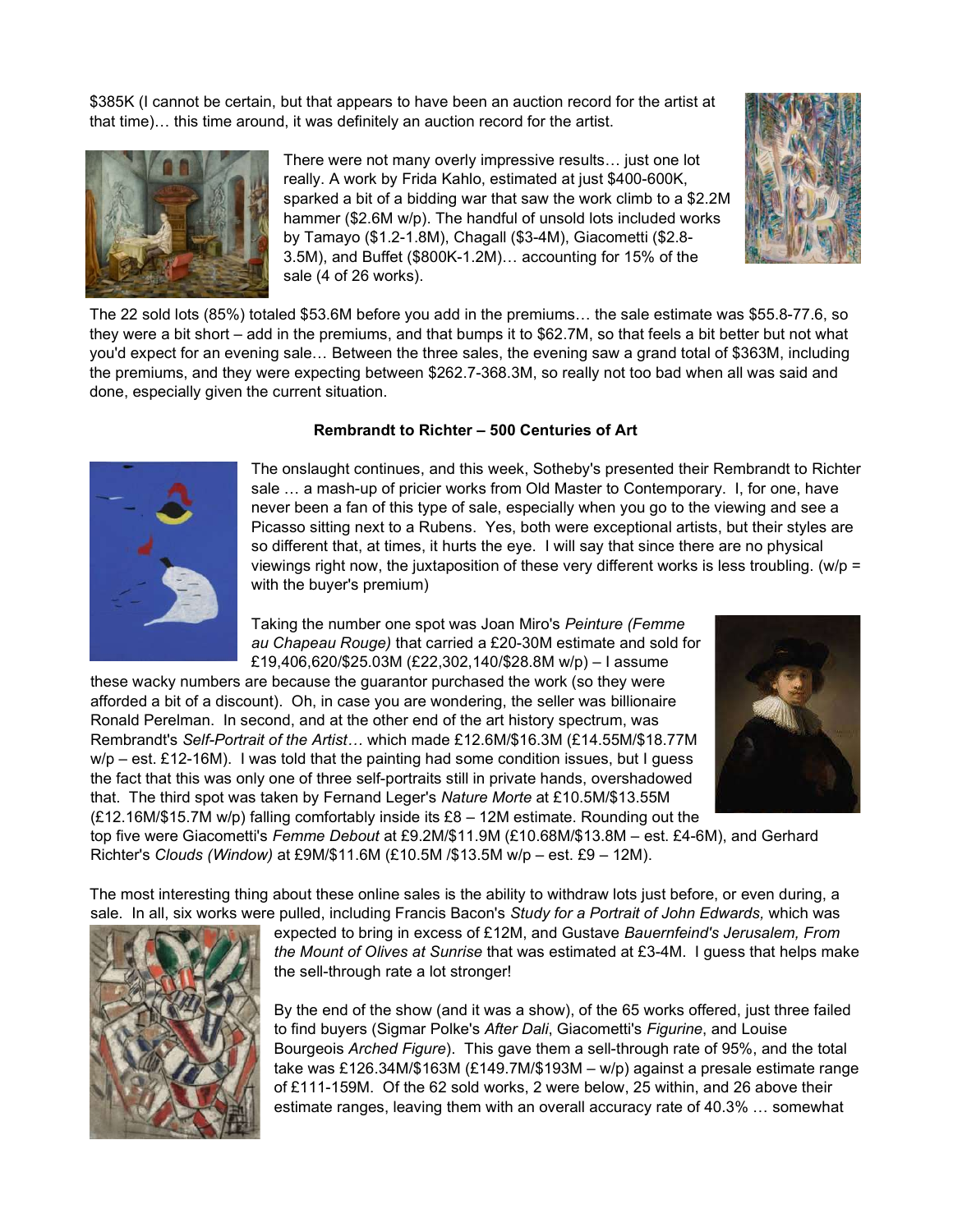$385K (I cannot be certain, but that appears to have been an auction record for the artist at that time)… this time around, it was definitely an auction record for the artist.

There were not many overly impressive results… just one lot really. A work by Frida Kahlo, estimated at just $400-600K, sparked a bit of a bidding war that saw the work climb to a $2.2M hammer ($2.6M w/p). The handful of unsold lots included works by Tamayo ($1.2-1.8M), Chagall ($3-4M), Giacometti ($2.8-3.5M), and Buffet ($800K-1.2M)… accounting for 15% of the sale (4 of 26 works).

The 22 sold lots (85%) totaled $53.6M before you add in the premiums… the sale estimate was $55.8-77.6, so they were a bit short – add in the premiums, and that bumps it to $62.7M, so that feels a bit better but not what you'd expect for an evening sale… Between the three sales, the evening saw a grand total of $363M, including the premiums, and they were expecting between $262.7-368.3M, so really not too bad when all was said and done, especially given the current situation.

**Rembrandt to Richter – 500 Centuries of Art**

The onslaught continues, and this week, Sotheby's presented their Rembrandt to Richter sale … a mash-up of pricier works from Old Master to Contemporary. I, for one, have never been a fan of this type of sale, especially when you go to the viewing and see a Picasso sitting next to a Rubens. Yes, both were exceptional artists, but their styles are so different that, at times, it hurts the eye. I will say that since there are no physical viewings right now, the juxtaposition of these very different works is less troubling. (w/p = with the buyer's premium)

Taking the number one spot was Joan Miro's *Peinture (Femme au Chapeau Rouge)* that carried a £20-30M estimate and sold for £19,406,620/$25.03M (£22,302,140/$28.8M w/p) – I assume these wacky numbers are because the guarantor purchased the work (so they were afforded a bit of a discount). Oh, in case you are wondering, the seller was billionaire Ronald Perelman. In second, and at the other end of the art history spectrum, was Rembrandt's *Self-Portrait of the Artist…* which made £12.6M/$16.3M (£14.55M/$18.77M w/p – est. £12-16M). I was told that the painting had some condition issues, but I guess the fact that this was only one of three self-portraits still in private hands, overshadowed that. The third spot was taken by Fernand Leger's *Nature Morte* at £10.5M/$13.55M (£12.16M/$15.7M w/p) falling comfortably inside its £8 – 12M estimate. Rounding out the top five were Giacometti's *Femme Debout* at £9.2M/$11.9M (£10.68M/$13.8M – est. £4-6M), and Gerhard Richter's *Clouds (Window)* at £9M/$11.6M (£10.5M /$13.5M w/p – est. £9 – 12M).

The most interesting thing about these online sales is the ability to withdraw lots just before, or even during, a sale. In all, six works were pulled, including Francis Bacon's *Study for a Portrait of John Edwards,* which was expected to bring in excess of £12M, and Gustave *Bauernfeind's Jerusalem, From the Mount of Olives at Sunrise* that was estimated at £3-4M. I guess that helps make the sell-through rate a lot stronger!

By the end of the show (and it was a show), of the 65 works offered, just three failed to find buyers (Sigmar Polke's *After Dali*, Giacometti's *Figurine*, and Louise Bourgeois *Arched Figure*). This gave them a sell-through rate of 95%, and the total take was £126.34M/$163M (£149.7M/$193M – w/p) against a presale estimate range of £111-159M. Of the 62 sold works, 2 were below, 25 within, and 26 above their estimate ranges, leaving them with an overall accuracy rate of 40.3% … somewhat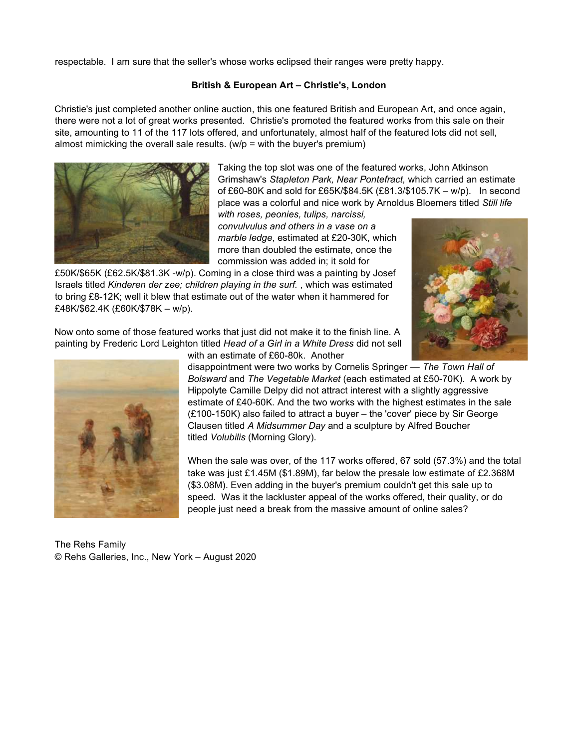respectable. I am sure that the seller's whose works eclipsed their ranges were pretty happy.

**British & European Art – Christie's, London**

Christie's just completed another online auction, this one featured British and European Art, and once again, there were not a lot of great works presented. Christie's promoted the featured works from this sale on their site, amounting to 11 of the 117 lots offered, and unfortunately, almost half of the featured lots did not sell, almost mimicking the overall sale results. (w/p = with the buyer's premium)

Taking the top slot was one of the featured works, John Atkinson Grimshaw's *Stapleton Park, Near Pontefract,* which carried an estimate of £60-80K and sold for £65K/$84.5K (£81.3/$105.7K – w/p). In second place was a colorful and nice work by Arnoldus Bloemers titled *Still life with roses, peonies, tulips, narcissi, convulvulus and others in a vase on a marble ledge*, estimated at £20-30K, which more than doubled the estimate, once the commission was added in; it sold for £50K/$65K (£62.5K/$81.3K -w/p). Coming in a close third was a painting by Josef Israels titled *Kinderen der zee; children playing in the surf.* , which was estimated to bring £8-12K; well it blew that estimate out of the water when it hammered for £48K/$62.4K (£60K/$78K – w/p).

Now onto some of those featured works that just did not make it to the finish line. A painting by Frederic Lord Leighton titled *Head of a Girl in a White Dress* did not sell with an estimate of £60-80k. Another disappointment were two works by Cornelis Springer — *The Town Hall of Bolsward* and *The Vegetable Market* (each estimated at £50-70K). A work by Hippolyte Camille Delpy did not attract interest with a slightly aggressive estimate of £40-60K. And the two works with the highest estimates in the sale (£100-150K) also failed to attract a buyer – the 'cover' piece by Sir George Clausen titled *A Midsummer Day* and a sculpture by Alfred Boucher titled *Volubilis* (Morning Glory).

When the sale was over, of the 117 works offered, 67 sold (57.3%) and the total take was just £1.45M ($1.89M), far below the presale low estimate of £2.368M ($3.08M). Even adding in the buyer's premium couldn't get this sale up to speed. Was it the lackluster appeal of the works offered, their quality, or do people just need a break from the massive amount of online sales?

The Rehs Family
© Rehs Galleries, Inc., New York – August 2020